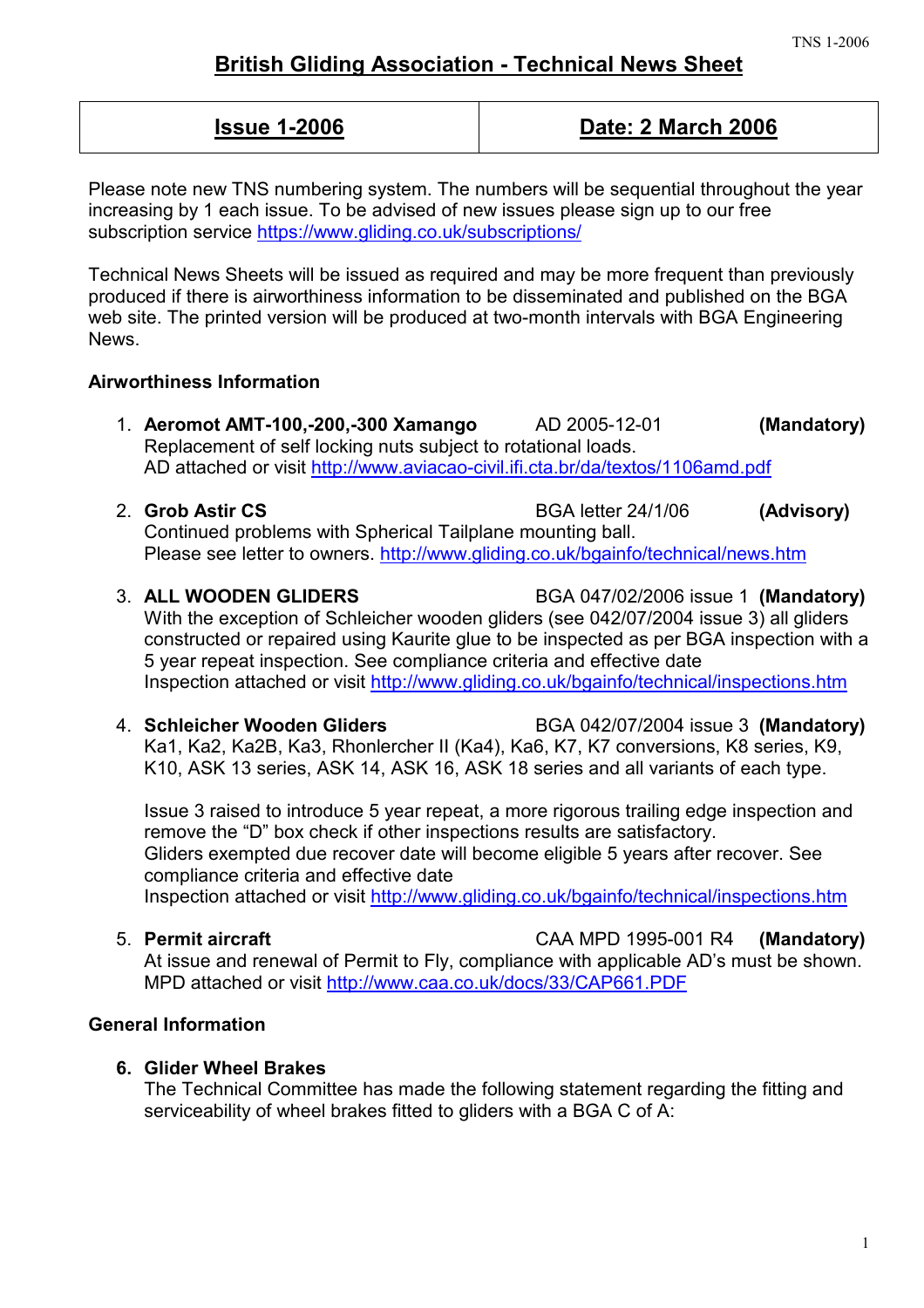# British Gliding Association - Technical News Sheet

| Issue 1-2006 | Date: 2 March 2006 |
|---|---|

Please note new TNS numbering system. The numbers will be sequential throughout the year increasing by 1 each issue. To be advised of new issues please sign up to our free subscription service https://www.gliding.co.uk/subscriptions/

Technical News Sheets will be issued as required and may be more frequent than previously produced if there is airworthiness information to be disseminated and published on the BGA web site. The printed version will be produced at two-month intervals with BGA Engineering News.

**Airworthiness Information**

1. **Aeromot AMT-100,-200,-300 Xamango** AD 2005-12-01 **(Mandatory)**
   Replacement of self locking nuts subject to rotational loads.
   AD attached or visit http://www.aviacao-civil.ifi.cta.br/da/textos/1106amd.pdf

2. **Grob Astir CS** BGA letter 24/1/06 **(Advisory)**
   Continued problems with Spherical Tailplane mounting ball.
   Please see letter to owners. http://www.gliding.co.uk/bgainfo/technical/news.htm

3. **ALL WOODEN GLIDERS** BGA 047/02/2006 issue 1 **(Mandatory)**
   With the exception of Schleicher wooden gliders (see 042/07/2004 issue 3) all gliders constructed or repaired using Kaurite glue to be inspected as per BGA inspection with a 5 year repeat inspection. See compliance criteria and effective date
   Inspection attached or visit http://www.gliding.co.uk/bgainfo/technical/inspections.htm

4. **Schleicher Wooden Gliders** BGA 042/07/2004 issue 3 **(Mandatory)**
   Ka1, Ka2, Ka2B, Ka3, Rhonlercher II (Ka4), Ka6, K7, K7 conversions, K8 series, K9, K10, ASK 13 series, ASK 14, ASK 16, ASK 18 series and all variants of each type.

   Issue 3 raised to introduce 5 year repeat, a more rigorous trailing edge inspection and remove the "D" box check if other inspections results are satisfactory.
   Gliders exempted due recover date will become eligible 5 years after recover. See compliance criteria and effective date
   Inspection attached or visit http://www.gliding.co.uk/bgainfo/technical/inspections.htm

5. **Permit aircraft** CAA MPD 1995-001 R4 **(Mandatory)**
   At issue and renewal of Permit to Fly, compliance with applicable AD's must be shown.
   MPD attached or visit http://www.caa.co.uk/docs/33/CAP661.PDF

**General Information**

6. **Glider Wheel Brakes**
   The Technical Committee has made the following statement regarding the fitting and serviceability of wheel brakes fitted to gliders with a BGA C of A: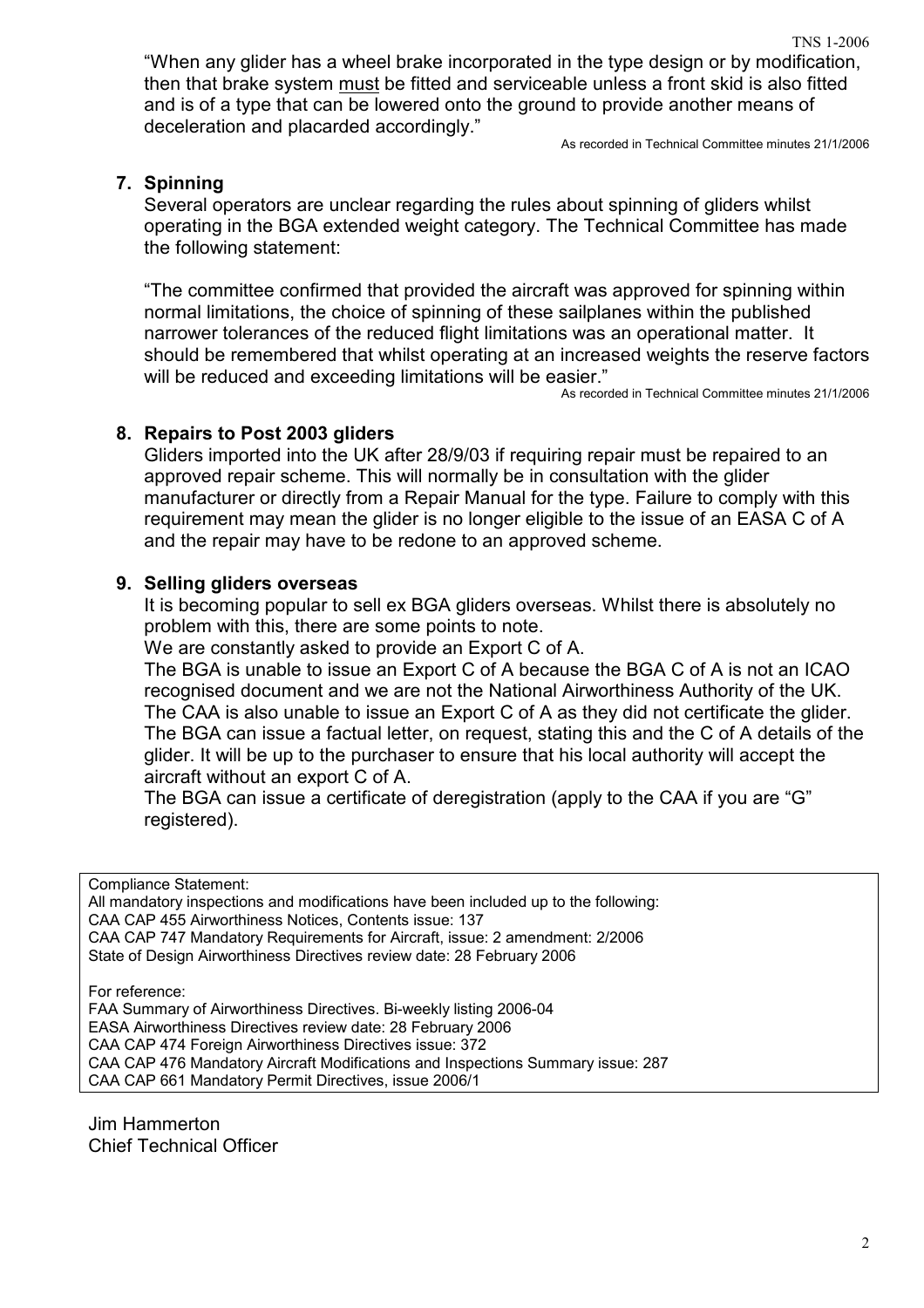"When any glider has a wheel brake incorporated in the type design or by modification, then that brake system <u>must</u> be fitted and serviceable unless a front skid is also fitted and is of a type that can be lowered onto the ground to provide another means of deceleration and placarded accordingly."

As recorded in Technical Committee minutes 21/1/2006

7. **Spinning**

   Several operators are unclear regarding the rules about spinning of gliders whilst operating in the BGA extended weight category. The Technical Committee has made the following statement:

   "The committee confirmed that provided the aircraft was approved for spinning within normal limitations, the choice of spinning of these sailplanes within the published narrower tolerances of the reduced flight limitations was an operational matter. It should be remembered that whilst operating at an increased weights the reserve factors will be reduced and exceeding limitations will be easier."

   As recorded in Technical Committee minutes 21/1/2006

8. **Repairs to Post 2003 gliders**

   Gliders imported into the UK after 28/9/03 if requiring repair must be repaired to an approved repair scheme. This will normally be in consultation with the glider manufacturer or directly from a Repair Manual for the type. Failure to comply with this requirement may mean the glider is no longer eligible to the issue of an EASA C of A and the repair may have to be redone to an approved scheme.

9. **Selling gliders overseas**

   It is becoming popular to sell ex BGA gliders overseas. Whilst there is absolutely no problem with this, there are some points to note.

   We are constantly asked to provide an Export C of A.

   The BGA is unable to issue an Export C of A because the BGA C of A is not an ICAO recognised document and we are not the National Airworthiness Authority of the UK. The CAA is also unable to issue an Export C of A as they did not certificate the glider. The BGA can issue a factual letter, on request, stating this and the C of A details of the glider. It will be up to the purchaser to ensure that his local authority will accept the aircraft without an export C of A.

   The BGA can issue a certificate of deregistration (apply to the CAA if you are "G" registered).

Compliance Statement:
All mandatory inspections and modifications have been included up to the following:
CAA CAP 455 Airworthiness Notices, Contents issue: 137
CAA CAP 747 Mandatory Requirements for Aircraft, issue: 2 amendment: 2/2006
State of Design Airworthiness Directives review date: 28 February 2006

For reference:
FAA Summary of Airworthiness Directives. Bi-weekly listing 2006-04
EASA Airworthiness Directives review date: 28 February 2006
CAA CAP 474 Foreign Airworthiness Directives issue: 372
CAA CAP 476 Mandatory Aircraft Modifications and Inspections Summary issue: 287
CAA CAP 661 Mandatory Permit Directives, issue 2006/1

Jim Hammerton
Chief Technical Officer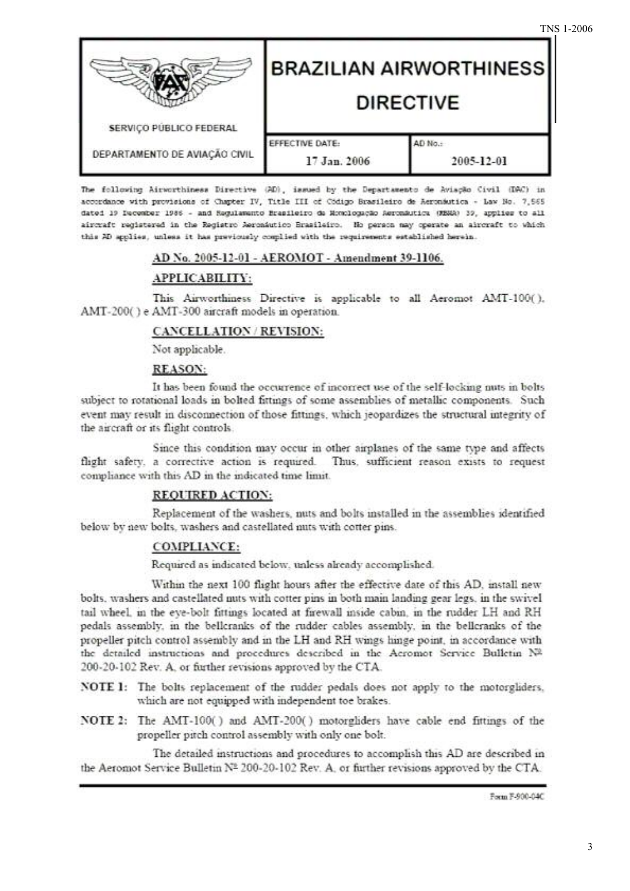| SERVIÇO PÚBLICO FEDERAL | BRAZILIAN AIRWORTHINESS DIRECTIVE | |
|---|---|---|
| DEPARTAMENTO DE AVIAÇÃO CIVIL | EFFECTIVE DATE: 17 Jan. 2006 | AD No.: 2005-12-01 |

The following Airworthiness Directive (AD), issued by the Departamento de Aviação Civil (DAC) in accordance with provisions of Chapter IV, Title III of Código Brasileiro de Aeronáutica - Law No. 7,565 dated 19 December 1986 - and Regulamento Brasileiro de Homologação Aeronáutica (RBHA) 39, applies to all aircraft registered in the Registro Aeronáutico Brasileiro. No person may operate an aircraft to which this AD applies, unless it has previously complied with the requirements established herein.

## AD No. 2005-12-01 - AEROMOT - Amendment 39-1106.

### APPLICABILITY:

This Airworthiness Directive is applicable to all Aeromot AMT-100( ), AMT-200( ) e AMT-300 aircraft models in operation.

### CANCELLATION / REVISION:

Not applicable.

### REASON:

It has been found the occurrence of incorrect use of the self-locking nuts in bolts subject to rotational loads in bolted fittings of some assemblies of metallic components. Such event may result in disconnection of those fittings, which jeopardizes the structural integrity of the aircraft or its flight controls.

Since this condition may occur in other airplanes of the same type and affects flight safety, a corrective action is required. Thus, sufficient reason exists to request compliance with this AD in the indicated time limit.

### REQUIRED ACTION:

Replacement of the washers, nuts and bolts installed in the assemblies identified below by new bolts, washers and castellated nuts with cotter pins.

### COMPLIANCE:

Required as indicated below, unless already accomplished.

Within the next 100 flight hours after the effective date of this AD, install new bolts, washers and castellated nuts with cotter pins in both main landing gear legs, in the swivel tail wheel, in the eye-bolt fittings located at firewall inside cabin, in the rudder LH and RH pedals assembly, in the bellcranks of the rudder cables assembly, in the bellcranks of the propeller pitch control assembly and in the LH and RH wings hinge point, in accordance with the detailed instructions and procedures described in the Aeromot Service Bulletin Nº 200-20-102 Rev. A, or further revisions approved by the CTA.

**NOTE 1:** The bolts replacement of the rudder pedals does not apply to the motorgliders, which are not equipped with independent toe brakes.

**NOTE 2:** The AMT-100( ) and AMT-200( ) motorgliders have cable end fittings of the propeller pitch control assembly with only one bolt.

The detailed instructions and procedures to accomplish this AD are described in the Aeromot Service Bulletin Nº 200-20-102 Rev. A, or further revisions approved by the CTA.

Form F-900-04C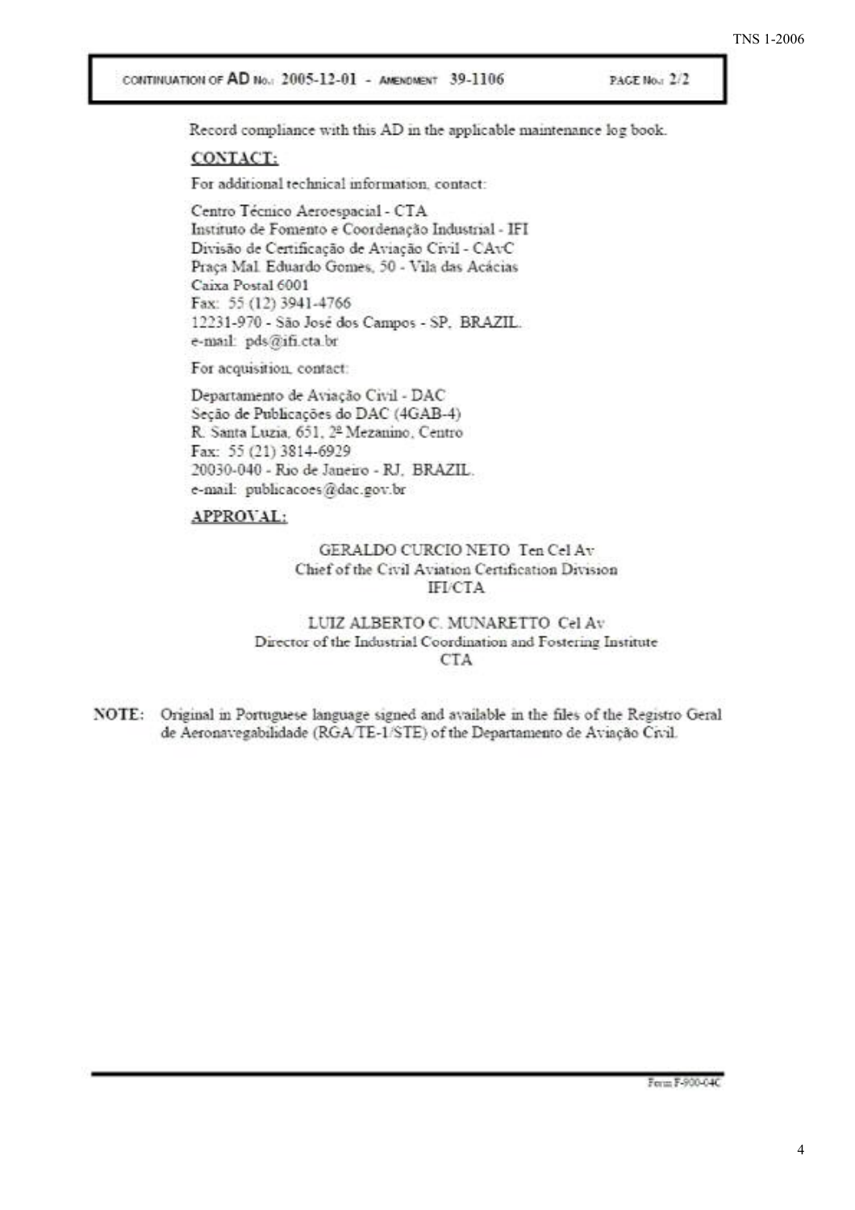CONTINUATION OF AD No.: 2005-12-01 - AMENDMENT 39-1106

PAGE No.: 2/2

Record compliance with this AD in the applicable maintenance log book.

**CONTACT:**

For additional technical information, contact:

Centro Técnico Aeroespacial - CTA
Instituto de Fomento e Coordenação Industrial - IFI
Divisão de Certificação de Aviação Civil - CAvC
Praça Mal. Eduardo Gomes, 50 - Vila das Acácias
Caixa Postal 6001
Fax: 55 (12) 3941-4766
12231-970 - São José dos Campos - SP, BRAZIL.
e-mail: pds@ifi.cta.br

For acquisition, contact:

Departamento de Aviação Civil - DAC
Seção de Publicações do DAC (4GAB-4)
R. Santa Luzia, 651, 2º Mezanino, Centro
Fax: 55 (21) 3814-6929
20030-040 - Rio de Janeiro - RJ, BRAZIL.
e-mail: publicacoes@dac.gov.br

**APPROVAL:**

GERALDO CURCIO NETO Ten Cel Av
Chief of the Civil Aviation Certification Division
IFI/CTA

LUIZ ALBERTO C. MUNARETTO Cel Av
Director of the Industrial Coordination and Fostering Institute
CTA

**NOTE:** Original in Portuguese language signed and available in the files of the Registro Geral de Aeronavegabilidade (RGA/TE-1/STE) of the Departamento de Aviação Civil.

Form F-900-04C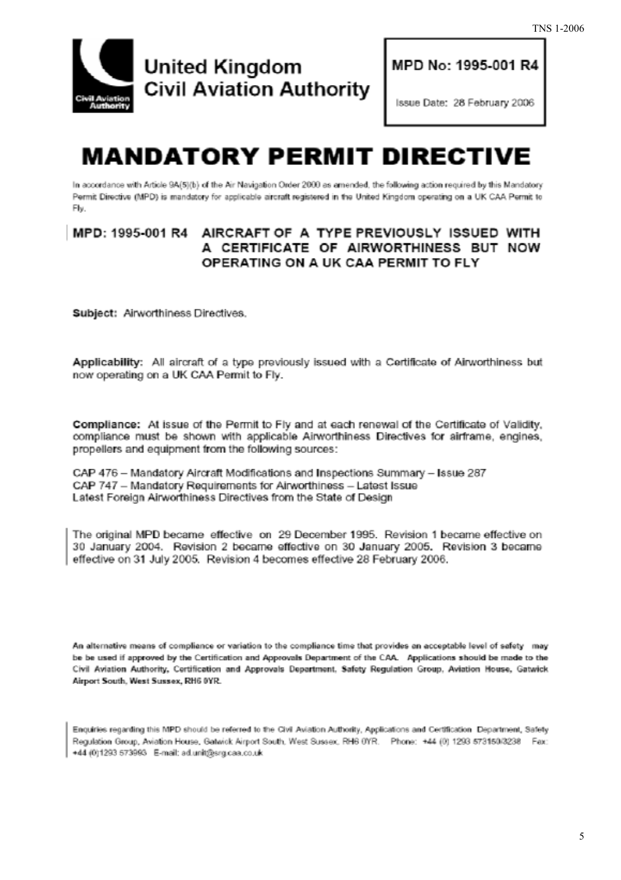United Kingdom Civil Aviation Authority

MPD No: 1995-001 R4

Issue Date: 28 February 2006

# MANDATORY PERMIT DIRECTIVE

In accordance with Article 9A(5)(b) of the Air Navigation Order 2000 as amended, the following action required by this Mandatory Permit Directive (MPD) is mandatory for applicable aircraft registered in the United Kingdom operating on a UK CAA Permit to Fly.

## MPD: 1995-001 R4 AIRCRAFT OF A TYPE PREVIOUSLY ISSUED WITH A CERTIFICATE OF AIRWORTHINESS BUT NOW OPERATING ON A UK CAA PERMIT TO FLY

**Subject:** Airworthiness Directives.

**Applicability:** All aircraft of a type previously issued with a Certificate of Airworthiness but now operating on a UK CAA Permit to Fly.

**Compliance:** At issue of the Permit to Fly and at each renewal of the Certificate of Validity, compliance must be shown with applicable Airworthiness Directives for airframe, engines, propellers and equipment from the following sources:

CAP 476 – Mandatory Aircraft Modifications and Inspections Summary – Issue 287
CAP 747 – Mandatory Requirements for Airworthiness – Latest Issue
Latest Foreign Airworthiness Directives from the State of Design

The original MPD became effective on 29 December 1995. Revision 1 became effective on 30 January 2004. Revision 2 became effective on 30 January 2005. Revision 3 became effective on 31 July 2005. Revision 4 becomes effective 28 February 2006.

**An alternative means of compliance or variation to the compliance time that provides an acceptable level of safety may be be used if approved by the Certification and Approvals Department of the CAA. Applications should be made to the Civil Aviation Authority, Certification and Approvals Department, Safety Regulation Group, Aviation House, Gatwick Airport South, West Sussex, RH6 0YR.**

Enquiries regarding this MPD should be referred to the Civil Aviation Authority, Applications and Certification Department, Safety Regulation Group, Aviation House, Gatwick Airport South, West Sussex, RH6 0YR. Phone: +44 (0) 1293 573150/3238 Fax: +44 (0)1293 573993 E-mail: ad.unit@srg.caa.co.uk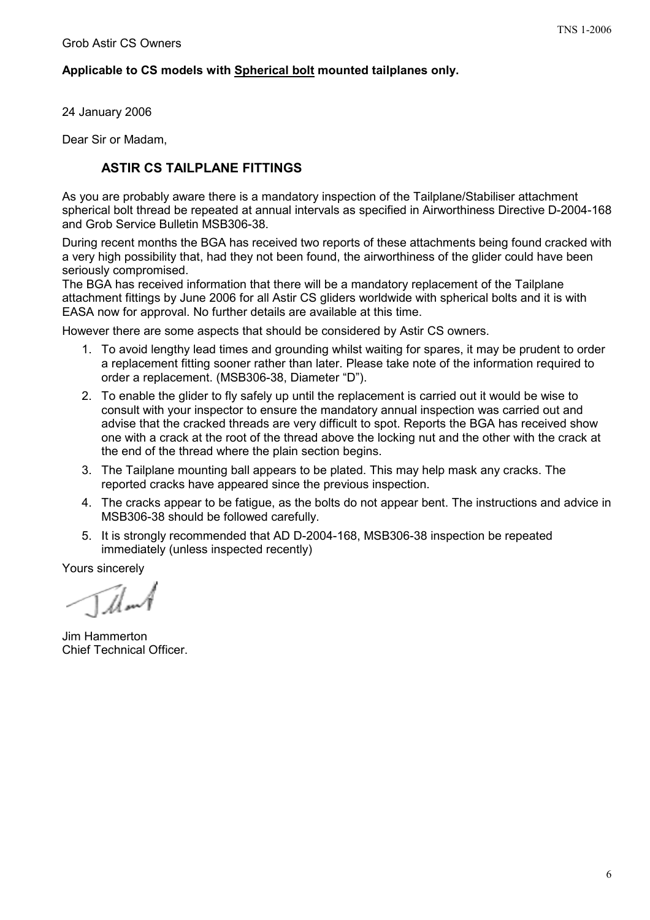Grob Astir CS Owners

**Applicable to CS models with Spherical bolt mounted tailplanes only.**

24 January 2006

Dear Sir or Madam,

## ASTIR CS TAILPLANE FITTINGS

As you are probably aware there is a mandatory inspection of the Tailplane/Stabiliser attachment spherical bolt thread be repeated at annual intervals as specified in Airworthiness Directive D-2004-168 and Grob Service Bulletin MSB306-38.

During recent months the BGA has received two reports of these attachments being found cracked with a very high possibility that, had they not been found, the airworthiness of the glider could have been seriously compromised.

The BGA has received information that there will be a mandatory replacement of the Tailplane attachment fittings by June 2006 for all Astir CS gliders worldwide with spherical bolts and it is with EASA now for approval. No further details are available at this time.

However there are some aspects that should be considered by Astir CS owners.

1. To avoid lengthy lead times and grounding whilst waiting for spares, it may be prudent to order a replacement fitting sooner rather than later. Please take note of the information required to order a replacement. (MSB306-38, Diameter "D").
2. To enable the glider to fly safely up until the replacement is carried out it would be wise to consult with your inspector to ensure the mandatory annual inspection was carried out and advise that the cracked threads are very difficult to spot. Reports the BGA has received show one with a crack at the root of the thread above the locking nut and the other with the crack at the end of the thread where the plain section begins.
3. The Tailplane mounting ball appears to be plated. This may help mask any cracks. The reported cracks have appeared since the previous inspection.
4. The cracks appear to be fatigue, as the bolts do not appear bent. The instructions and advice in MSB306-38 should be followed carefully.
5. It is strongly recommended that AD D-2004-168, MSB306-38 inspection be repeated immediately (unless inspected recently)

Yours sincerely

Jim Hammerton
Chief Technical Officer.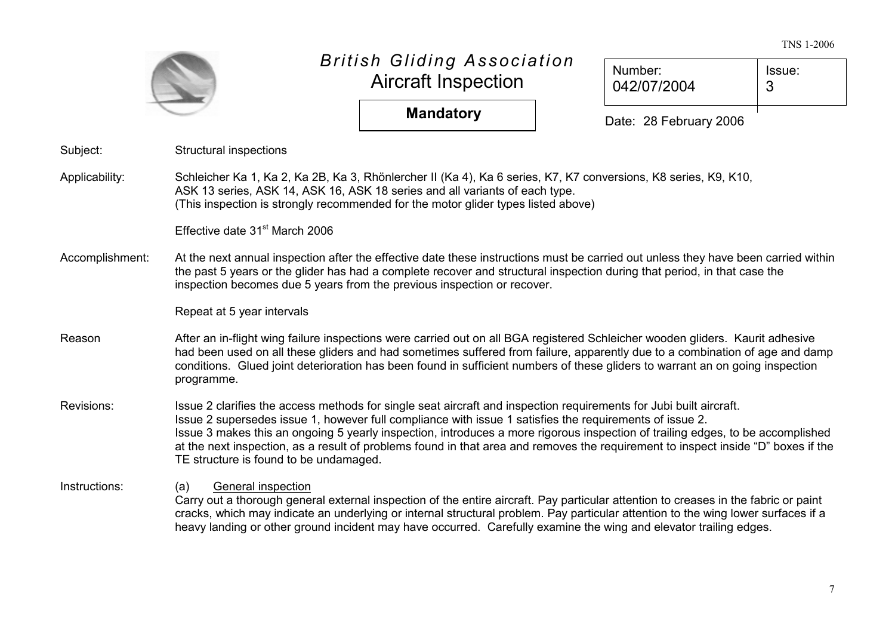# British Gliding Association
## Aircraft Inspection

**Mandatory**

| Number: 042/07/2004 | Issue: 3 |
|---|---|

Date: 28 February 2006

Subject: Structural inspections

Applicability: Schleicher Ka 1, Ka 2, Ka 2B, Ka 3, Rhönlercher II (Ka 4), Ka 6 series, K7, K7 conversions, K8 series, K9, K10, ASK 13 series, ASK 14, ASK 16, ASK 18 series and all variants of each type.
(This inspection is strongly recommended for the motor glider types listed above)

Effective date 31st March 2006

Accomplishment: At the next annual inspection after the effective date these instructions must be carried out unless they have been carried within the past 5 years or the glider has had a complete recover and structural inspection during that period, in that case the inspection becomes due 5 years from the previous inspection or recover.

Repeat at 5 year intervals

Reason: After an in-flight wing failure inspections were carried out on all BGA registered Schleicher wooden gliders. Kaurit adhesive had been used on all these gliders and had sometimes suffered from failure, apparently due to a combination of age and damp conditions. Glued joint deterioration has been found in sufficient numbers of these gliders to warrant an on going inspection programme.

Revisions: Issue 2 clarifies the access methods for single seat aircraft and inspection requirements for Jubi built aircraft.
Issue 2 supersedes issue 1, however full compliance with issue 1 satisfies the requirements of issue 2.
Issue 3 makes this an ongoing 5 yearly inspection, introduces a more rigorous inspection of trailing edges, to be accomplished at the next inspection, as a result of problems found in that area and removes the requirement to inspect inside "D" boxes if the TE structure is found to be undamaged.

Instructions:

(a) General inspection

Carry out a thorough general external inspection of the entire aircraft. Pay particular attention to creases in the fabric or paint cracks, which may indicate an underlying or internal structural problem. Pay particular attention to the wing lower surfaces if a heavy landing or other ground incident may have occurred. Carefully examine the wing and elevator trailing edges.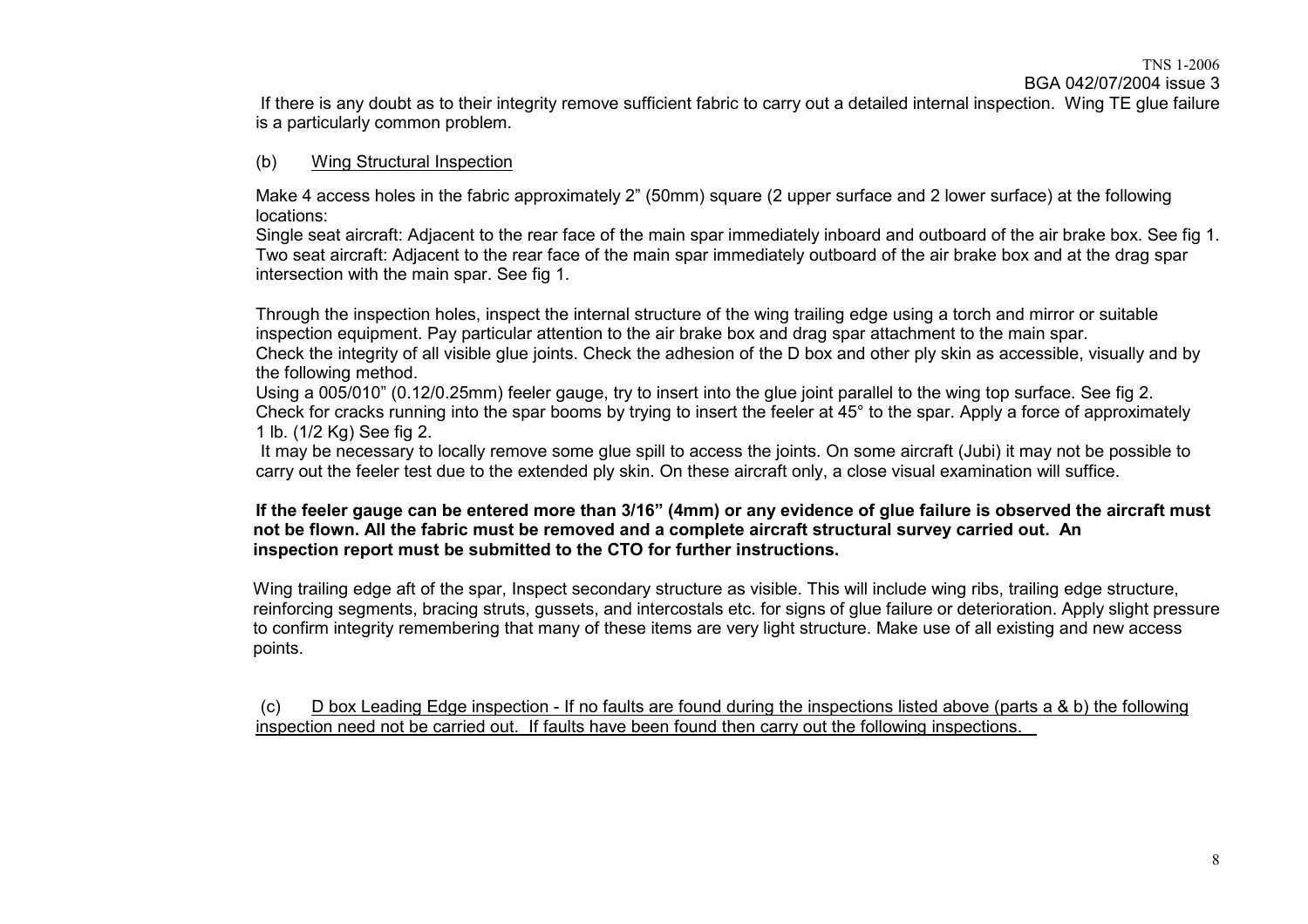If there is any doubt as to their integrity remove sufficient fabric to carry out a detailed internal inspection. Wing TE glue failure is a particularly common problem.

(b) Wing Structural Inspection

Make 4 access holes in the fabric approximately 2" (50mm) square (2 upper surface and 2 lower surface) at the following locations:
Single seat aircraft: Adjacent to the rear face of the main spar immediately inboard and outboard of the air brake box. See fig 1.
Two seat aircraft: Adjacent to the rear face of the main spar immediately outboard of the air brake box and at the drag spar intersection with the main spar. See fig 1.

Through the inspection holes, inspect the internal structure of the wing trailing edge using a torch and mirror or suitable inspection equipment. Pay particular attention to the air brake box and drag spar attachment to the main spar.
Check the integrity of all visible glue joints. Check the adhesion of the D box and other ply skin as accessible, visually and by the following method.
Using a 005/010" (0.12/0.25mm) feeler gauge, try to insert into the glue joint parallel to the wing top surface. See fig 2.
Check for cracks running into the spar booms by trying to insert the feeler at 45° to the spar. Apply a force of approximately 1 lb. (1/2 Kg) See fig 2.
It may be necessary to locally remove some glue spill to access the joints. On some aircraft (Jubi) it may not be possible to carry out the feeler test due to the extended ply skin. On these aircraft only, a close visual examination will suffice.

**If the feeler gauge can be entered more than 3/16" (4mm) or any evidence of glue failure is observed the aircraft must not be flown. All the fabric must be removed and a complete aircraft structural survey carried out. An inspection report must be submitted to the CTO for further instructions.**

Wing trailing edge aft of the spar, Inspect secondary structure as visible. This will include wing ribs, trailing edge structure, reinforcing segments, bracing struts, gussets, and intercostals etc. for signs of glue failure or deterioration. Apply slight pressure to confirm integrity remembering that many of these items are very light structure. Make use of all existing and new access points.

(c) D box Leading Edge inspection - If no faults are found during the inspections listed above (parts a & b) the following inspection need not be carried out. If faults have been found then carry out the following inspections.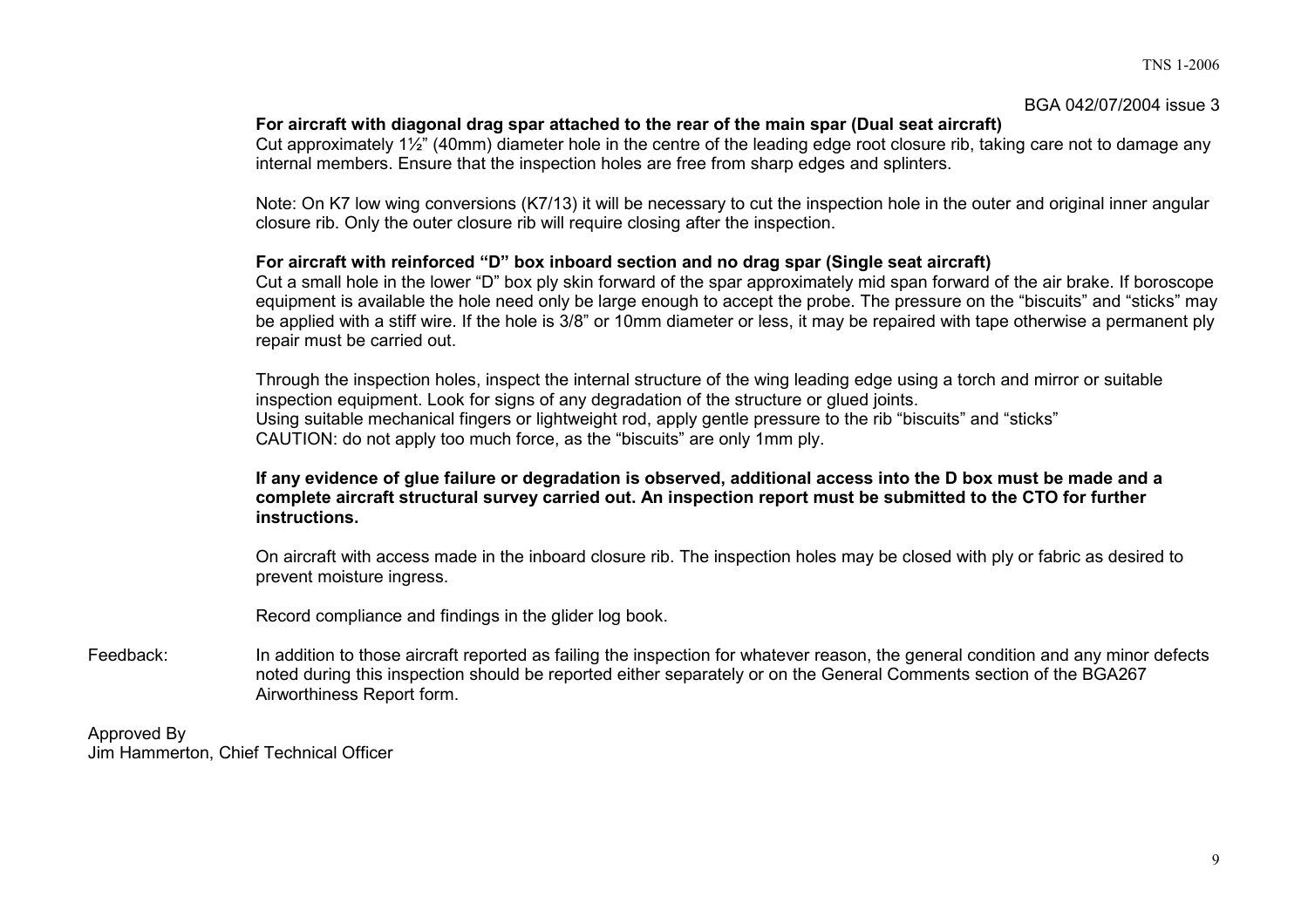**For aircraft with diagonal drag spar attached to the rear of the main spar (Dual seat aircraft)**
Cut approximately 1½" (40mm) diameter hole in the centre of the leading edge root closure rib, taking care not to damage any internal members. Ensure that the inspection holes are free from sharp edges and splinters.

Note: On K7 low wing conversions (K7/13) it will be necessary to cut the inspection hole in the outer and original inner angular closure rib. Only the outer closure rib will require closing after the inspection.

**For aircraft with reinforced "D" box inboard section and no drag spar (Single seat aircraft)**
Cut a small hole in the lower "D" box ply skin forward of the spar approximately mid span forward of the air brake. If boroscope equipment is available the hole need only be large enough to accept the probe. The pressure on the "biscuits" and "sticks" may be applied with a stiff wire. If the hole is 3/8" or 10mm diameter or less, it may be repaired with tape otherwise a permanent ply repair must be carried out.

Through the inspection holes, inspect the internal structure of the wing leading edge using a torch and mirror or suitable inspection equipment. Look for signs of any degradation of the structure or glued joints.
Using suitable mechanical fingers or lightweight rod, apply gentle pressure to the rib "biscuits" and "sticks"
CAUTION: do not apply too much force, as the "biscuits" are only 1mm ply.

**If any evidence of glue failure or degradation is observed, additional access into the D box must be made and a complete aircraft structural survey carried out. An inspection report must be submitted to the CTO for further instructions.**

On aircraft with access made in the inboard closure rib. The inspection holes may be closed with ply or fabric as desired to prevent moisture ingress.

Record compliance and findings in the glider log book.

Feedback: In addition to those aircraft reported as failing the inspection for whatever reason, the general condition and any minor defects noted during this inspection should be reported either separately or on the General Comments section of the BGA267 Airworthiness Report form.

Approved By
Jim Hammerton, Chief Technical Officer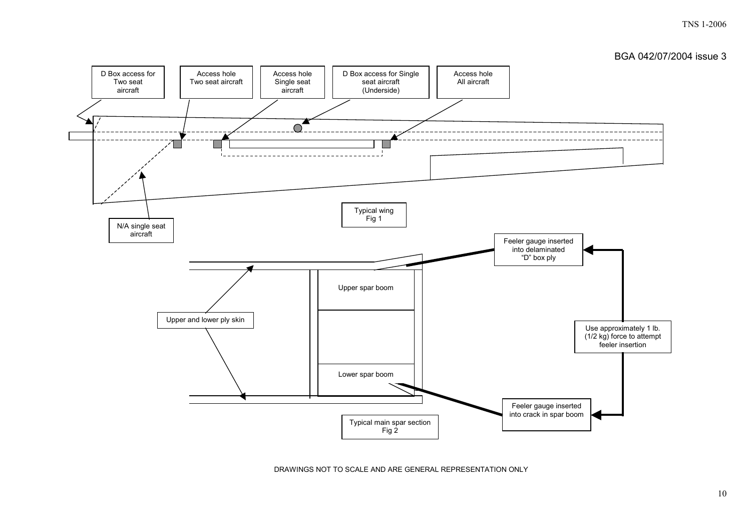BGA 042/07/2004 issue 3

D Box access for Two seat aircraft

Access hole Two seat aircraft

Access hole Single seat aircraft

D Box access for Single seat aircraft (Underside)

Access hole All aircraft

N/A single seat aircraft

Typical wing
Fig 1

Feeler gauge inserted into delaminated "D" box ply

Upper spar boom

Upper and lower ply skin

Use approximately 1 lb. (1/2 kg) force to attempt feeler insertion

Lower spar boom

Feeler gauge inserted into crack in spar boom

Typical main spar section
Fig 2

DRAWINGS NOT TO SCALE AND ARE GENERAL REPRESENTATION ONLY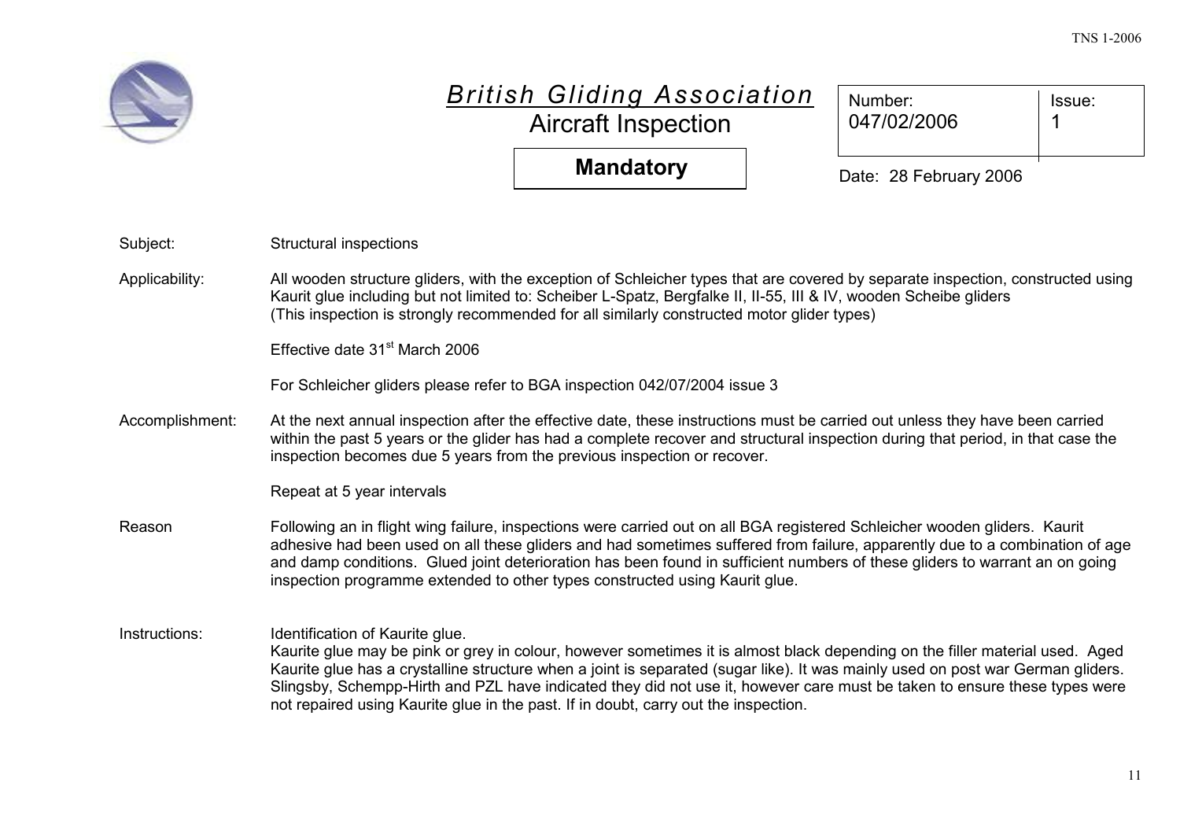# British Gliding Association

## Aircraft Inspection

**Mandatory**

| Number: | Issue: |
|---|---|
| 047/02/2006 | 1 |

Date: 28 February 2006

Subject: Structural inspections

Applicability: All wooden structure gliders, with the exception of Schleicher types that are covered by separate inspection, constructed using Kaurit glue including but not limited to: Scheiber L-Spatz, Bergfalke II, II-55, III & IV, wooden Scheibe gliders (This inspection is strongly recommended for all similarly constructed motor glider types)

Effective date 31st March 2006

For Schleicher gliders please refer to BGA inspection 042/07/2004 issue 3

Accomplishment: At the next annual inspection after the effective date, these instructions must be carried out unless they have been carried within the past 5 years or the glider has had a complete recover and structural inspection during that period, in that case the inspection becomes due 5 years from the previous inspection or recover.

Repeat at 5 year intervals

Reason: Following an in flight wing failure, inspections were carried out on all BGA registered Schleicher wooden gliders. Kaurit adhesive had been used on all these gliders and had sometimes suffered from failure, apparently due to a combination of age and damp conditions. Glued joint deterioration has been found in sufficient numbers of these gliders to warrant an on going inspection programme extended to other types constructed using Kaurit glue.

Instructions: Identification of Kaurite glue.
Kaurite glue may be pink or grey in colour, however sometimes it is almost black depending on the filler material used. Aged Kaurite glue has a crystalline structure when a joint is separated (sugar like). It was mainly used on post war German gliders. Slingsby, Schempp-Hirth and PZL have indicated they did not use it, however care must be taken to ensure these types were not repaired using Kaurite glue in the past. If in doubt, carry out the inspection.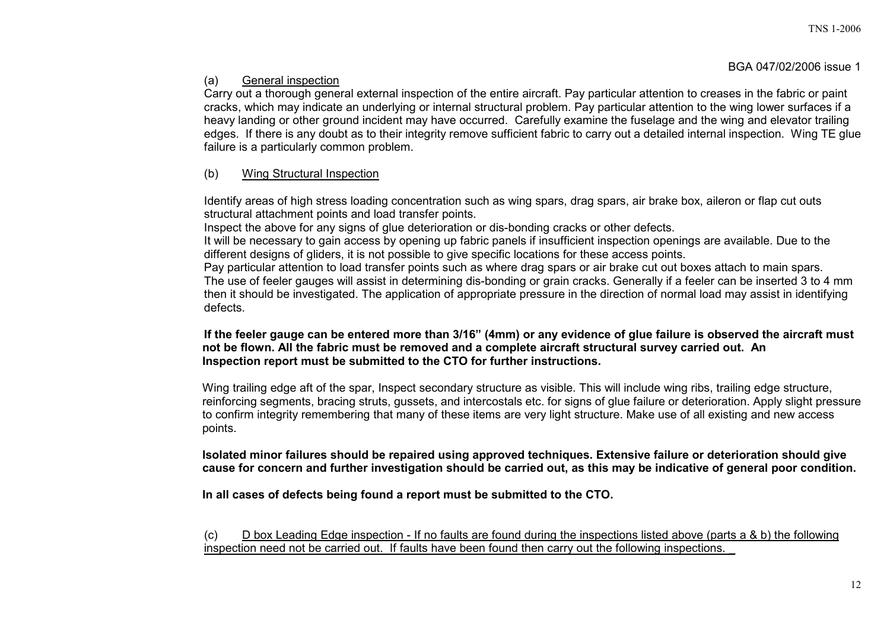(a) General inspection

Carry out a thorough general external inspection of the entire aircraft. Pay particular attention to creases in the fabric or paint cracks, which may indicate an underlying or internal structural problem. Pay particular attention to the wing lower surfaces if a heavy landing or other ground incident may have occurred. Carefully examine the fuselage and the wing and elevator trailing edges. If there is any doubt as to their integrity remove sufficient fabric to carry out a detailed internal inspection. Wing TE glue failure is a particularly common problem.

(b) Wing Structural Inspection

Identify areas of high stress loading concentration such as wing spars, drag spars, air brake box, aileron or flap cut outs structural attachment points and load transfer points.

Inspect the above for any signs of glue deterioration or dis-bonding cracks or other defects.

It will be necessary to gain access by opening up fabric panels if insufficient inspection openings are available. Due to the different designs of gliders, it is not possible to give specific locations for these access points.

Pay particular attention to load transfer points such as where drag spars or air brake cut out boxes attach to main spars.

The use of feeler gauges will assist in determining dis-bonding or grain cracks. Generally if a feeler can be inserted 3 to 4 mm then it should be investigated. The application of appropriate pressure in the direction of normal load may assist in identifying defects.

**If the feeler gauge can be entered more than 3/16" (4mm) or any evidence of glue failure is observed the aircraft must not be flown. All the fabric must be removed and a complete aircraft structural survey carried out. An Inspection report must be submitted to the CTO for further instructions.**

Wing trailing edge aft of the spar, Inspect secondary structure as visible. This will include wing ribs, trailing edge structure, reinforcing segments, bracing struts, gussets, and intercostals etc. for signs of glue failure or deterioration. Apply slight pressure to confirm integrity remembering that many of these items are very light structure. Make use of all existing and new access points.

**Isolated minor failures should be repaired using approved techniques. Extensive failure or deterioration should give cause for concern and further investigation should be carried out, as this may be indicative of general poor condition.**

**In all cases of defects being found a report must be submitted to the CTO.**

(c) D box Leading Edge inspection - If no faults are found during the inspections listed above (parts a & b) the following inspection need not be carried out. If faults have been found then carry out the following inspections.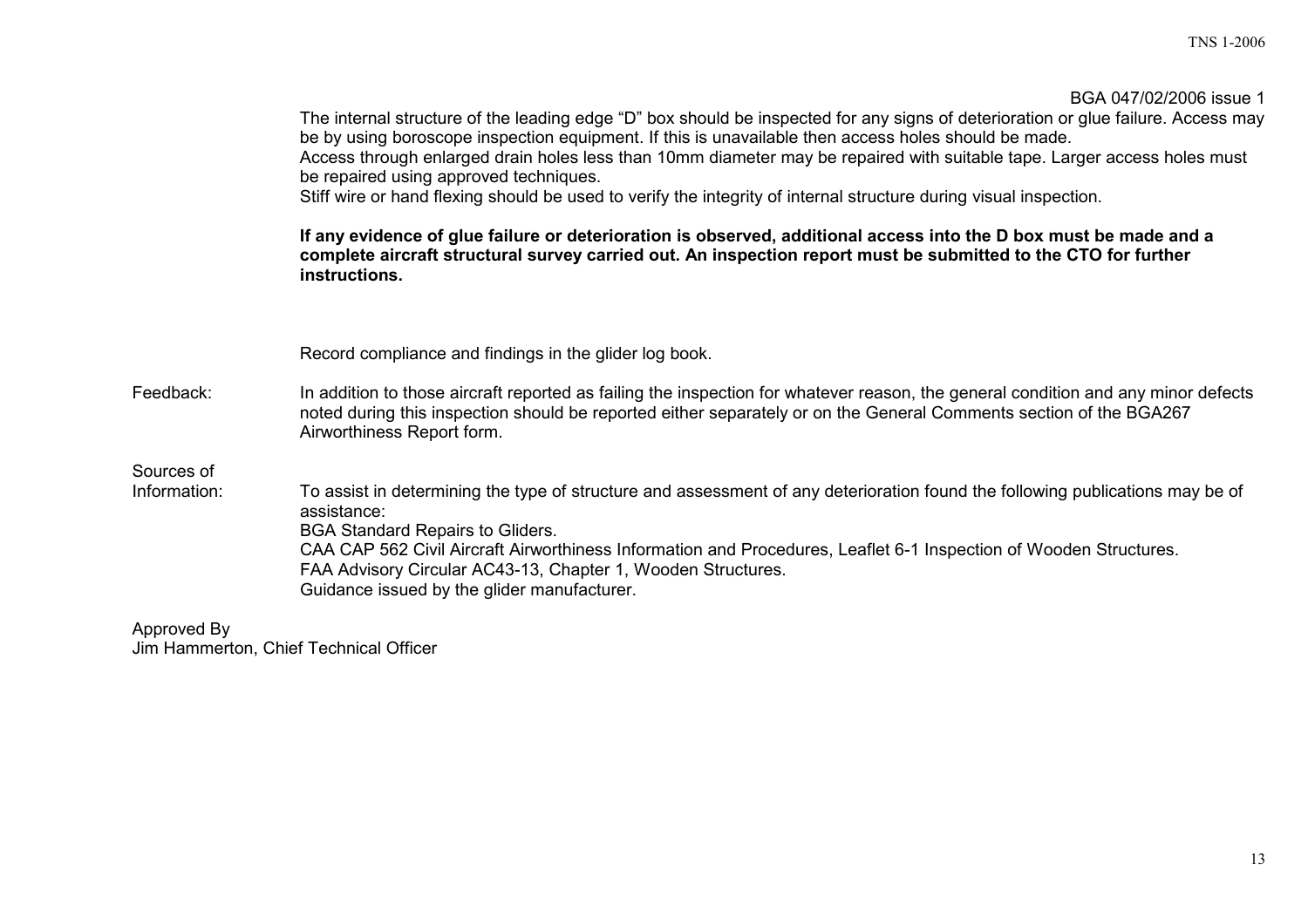BGA 047/02/2006 issue 1

The internal structure of the leading edge "D" box should be inspected for any signs of deterioration or glue failure. Access may be by using boroscope inspection equipment. If this is unavailable then access holes should be made.
Access through enlarged drain holes less than 10mm diameter may be repaired with suitable tape. Larger access holes must be repaired using approved techniques.
Stiff wire or hand flexing should be used to verify the integrity of internal structure during visual inspection.

**If any evidence of glue failure or deterioration is observed, additional access into the D box must be made and a complete aircraft structural survey carried out. An inspection report must be submitted to the CTO for further instructions.**

Record compliance and findings in the glider log book.

Feedback: In addition to those aircraft reported as failing the inspection for whatever reason, the general condition and any minor defects noted during this inspection should be reported either separately or on the General Comments section of the BGA267 Airworthiness Report form.

Sources of Information: To assist in determining the type of structure and assessment of any deterioration found the following publications may be of assistance:
BGA Standard Repairs to Gliders.
CAA CAP 562 Civil Aircraft Airworthiness Information and Procedures, Leaflet 6-1 Inspection of Wooden Structures.
FAA Advisory Circular AC43-13, Chapter 1, Wooden Structures.
Guidance issued by the glider manufacturer.

Approved By
Jim Hammerton, Chief Technical Officer